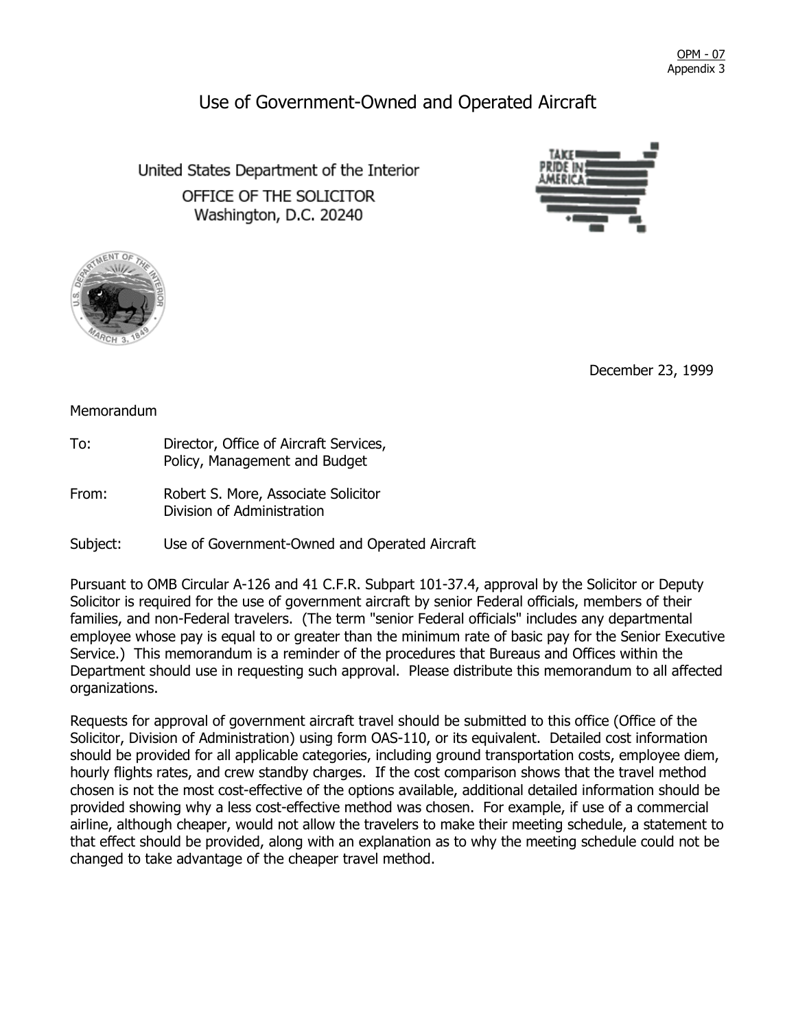OPM - 07
Appendix 3

# Use of Government-Owned and Operated Aircraft

United States Department of the Interior
OFFICE OF THE SOLICITOR
Washington, D.C. 20240

December 23, 1999

Memorandum

To: Director, Office of Aircraft Services, Policy, Management and Budget

From: Robert S. More, Associate Solicitor, Division of Administration

Subject: Use of Government-Owned and Operated Aircraft

Pursuant to OMB Circular A-126 and 41 C.F.R. Subpart 101-37.4, approval by the Solicitor or Deputy Solicitor is required for the use of government aircraft by senior Federal officials, members of their families, and non-Federal travelers. (The term "senior Federal officials" includes any departmental employee whose pay is equal to or greater than the minimum rate of basic pay for the Senior Executive Service.) This memorandum is a reminder of the procedures that Bureaus and Offices within the Department should use in requesting such approval. Please distribute this memorandum to all affected organizations.

Requests for approval of government aircraft travel should be submitted to this office (Office of the Solicitor, Division of Administration) using form OAS-110, or its equivalent. Detailed cost information should be provided for all applicable categories, including ground transportation costs, employee diem, hourly flights rates, and crew standby charges. If the cost comparison shows that the travel method chosen is not the most cost-effective of the options available, additional detailed information should be provided showing why a less cost-effective method was chosen. For example, if use of a commercial airline, although cheaper, would not allow the travelers to make their meeting schedule, a statement to that effect should be provided, along with an explanation as to why the meeting schedule could not be changed to take advantage of the cheaper travel method.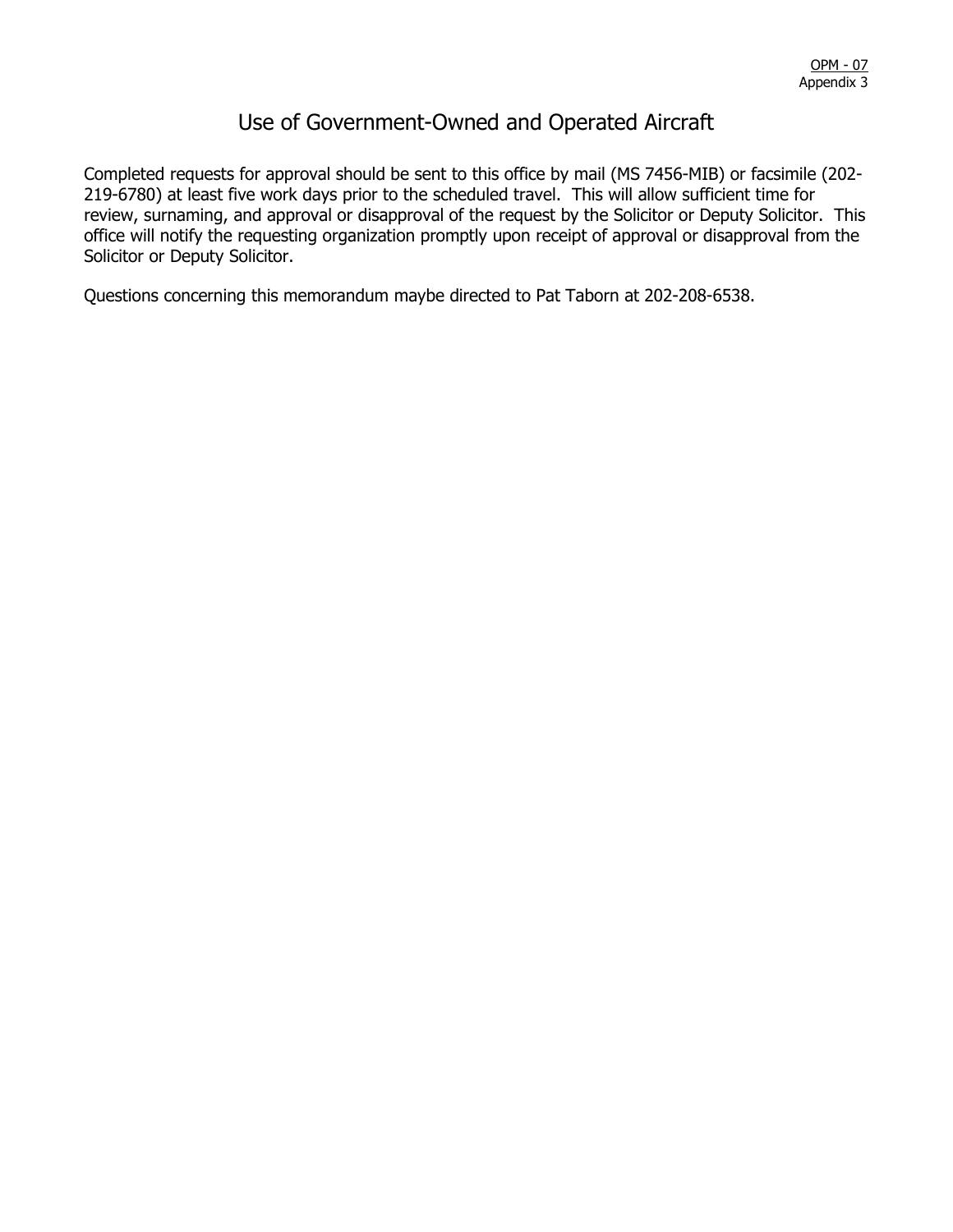# Use of Government-Owned and Operated Aircraft

Completed requests for approval should be sent to this office by mail (MS 7456-MIB) or facsimile (202-219-6780) at least five work days prior to the scheduled travel. This will allow sufficient time for review, surnaming, and approval or disapproval of the request by the Solicitor or Deputy Solicitor. This office will notify the requesting organization promptly upon receipt of approval or disapproval from the Solicitor or Deputy Solicitor.

Questions concerning this memorandum maybe directed to Pat Taborn at 202-208-6538.